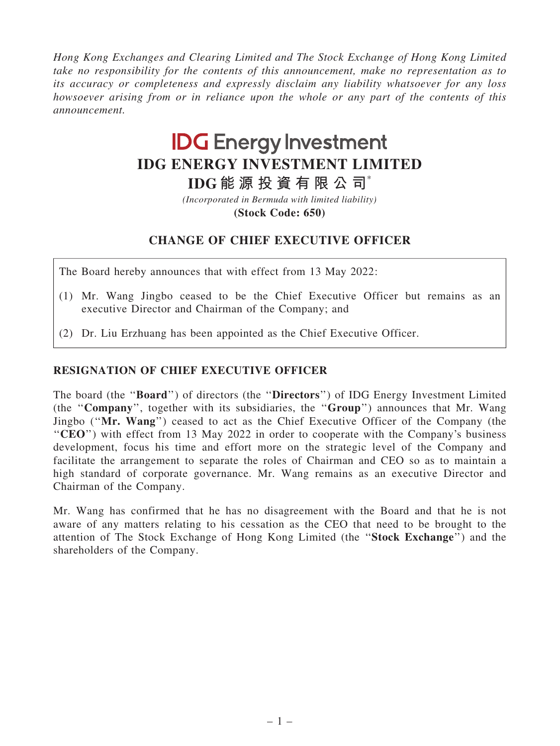*Hong Kong Exchanges and Clearing Limited and The Stock Exchange of Hong Kong Limited take no responsibility for the contents of this announcement, make no representation as to its accuracy or completeness and expressly disclaim any liability whatsoever for any loss howsoever arising from or in reliance upon the whole or any part of the contents of this announcement.*

IDG Energy Investment

# IDG ENERGY INVESTMENT LIMITED

# IDG 能 源 投 資 有 限 公 司*

*(Incorporated in Bermuda with limited liability)*

**(Stock Code: 650)**

## CHANGE OF CHIEF EXECUTIVE OFFICER

The Board hereby announces that with effect from 13 May 2022:

(1) Mr. Wang Jingbo ceased to be the Chief Executive Officer but remains as an executive Director and Chairman of the Company; and

(2) Dr. Liu Erzhuang has been appointed as the Chief Executive Officer.

### RESIGNATION OF CHIEF EXECUTIVE OFFICER

The board (the "**Board**") of directors (the "**Directors**") of IDG Energy Investment Limited (the "**Company**", together with its subsidiaries, the "**Group**") announces that Mr. Wang Jingbo ("**Mr. Wang**") ceased to act as the Chief Executive Officer of the Company (the "**CEO**") with effect from 13 May 2022 in order to cooperate with the Company's business development, focus his time and effort more on the strategic level of the Company and facilitate the arrangement to separate the roles of Chairman and CEO so as to maintain a high standard of corporate governance. Mr. Wang remains as an executive Director and Chairman of the Company.

Mr. Wang has confirmed that he has no disagreement with the Board and that he is not aware of any matters relating to his cessation as the CEO that need to be brought to the attention of The Stock Exchange of Hong Kong Limited (the "**Stock Exchange**") and the shareholders of the Company.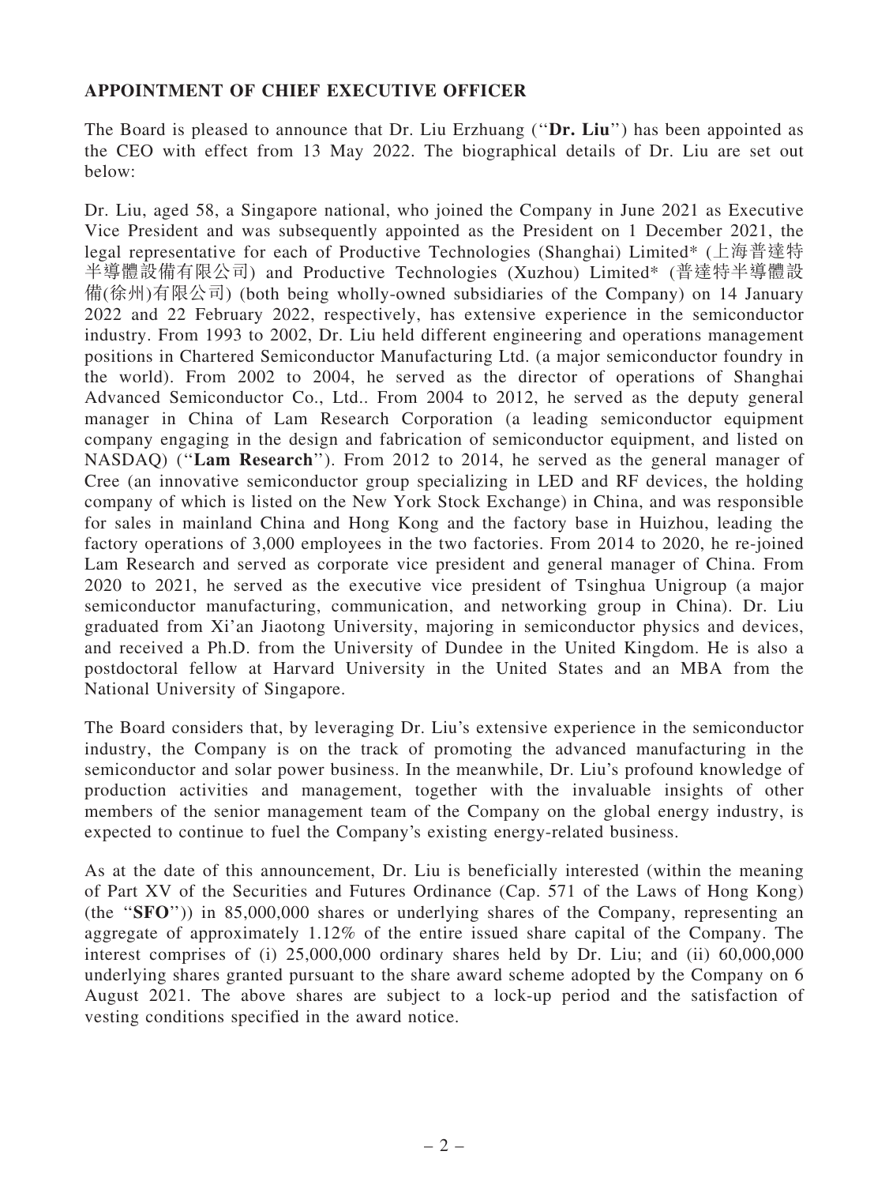## APPOINTMENT OF CHIEF EXECUTIVE OFFICER

The Board is pleased to announce that Dr. Liu Erzhuang (''**Dr. Liu**'') has been appointed as the CEO with effect from 13 May 2022. The biographical details of Dr. Liu are set out below:

Dr. Liu, aged 58, a Singapore national, who joined the Company in June 2021 as Executive Vice President and was subsequently appointed as the President on 1 December 2021, the legal representative for each of Productive Technologies (Shanghai) Limited* (上海普達特半導體設備有限公司) and Productive Technologies (Xuzhou) Limited* (普達特半導體設備(徐州)有限公司) (both being wholly-owned subsidiaries of the Company) on 14 January 2022 and 22 February 2022, respectively, has extensive experience in the semiconductor industry. From 1993 to 2002, Dr. Liu held different engineering and operations management positions in Chartered Semiconductor Manufacturing Ltd. (a major semiconductor foundry in the world). From 2002 to 2004, he served as the director of operations of Shanghai Advanced Semiconductor Co., Ltd.. From 2004 to 2012, he served as the deputy general manager in China of Lam Research Corporation (a leading semiconductor equipment company engaging in the design and fabrication of semiconductor equipment, and listed on NASDAQ) (''**Lam Research**''). From 2012 to 2014, he served as the general manager of Cree (an innovative semiconductor group specializing in LED and RF devices, the holding company of which is listed on the New York Stock Exchange) in China, and was responsible for sales in mainland China and Hong Kong and the factory base in Huizhou, leading the factory operations of 3,000 employees in the two factories. From 2014 to 2020, he re-joined Lam Research and served as corporate vice president and general manager of China. From 2020 to 2021, he served as the executive vice president of Tsinghua Unigroup (a major semiconductor manufacturing, communication, and networking group in China). Dr. Liu graduated from Xi'an Jiaotong University, majoring in semiconductor physics and devices, and received a Ph.D. from the University of Dundee in the United Kingdom. He is also a postdoctoral fellow at Harvard University in the United States and an MBA from the National University of Singapore.

The Board considers that, by leveraging Dr. Liu's extensive experience in the semiconductor industry, the Company is on the track of promoting the advanced manufacturing in the semiconductor and solar power business. In the meanwhile, Dr. Liu's profound knowledge of production activities and management, together with the invaluable insights of other members of the senior management team of the Company on the global energy industry, is expected to continue to fuel the Company's existing energy-related business.

As at the date of this announcement, Dr. Liu is beneficially interested (within the meaning of Part XV of the Securities and Futures Ordinance (Cap. 571 of the Laws of Hong Kong) (the ''**SFO**'')) in 85,000,000 shares or underlying shares of the Company, representing an aggregate of approximately 1.12% of the entire issued share capital of the Company. The interest comprises of (i) 25,000,000 ordinary shares held by Dr. Liu; and (ii) 60,000,000 underlying shares granted pursuant to the share award scheme adopted by the Company on 6 August 2021. The above shares are subject to a lock-up period and the satisfaction of vesting conditions specified in the award notice.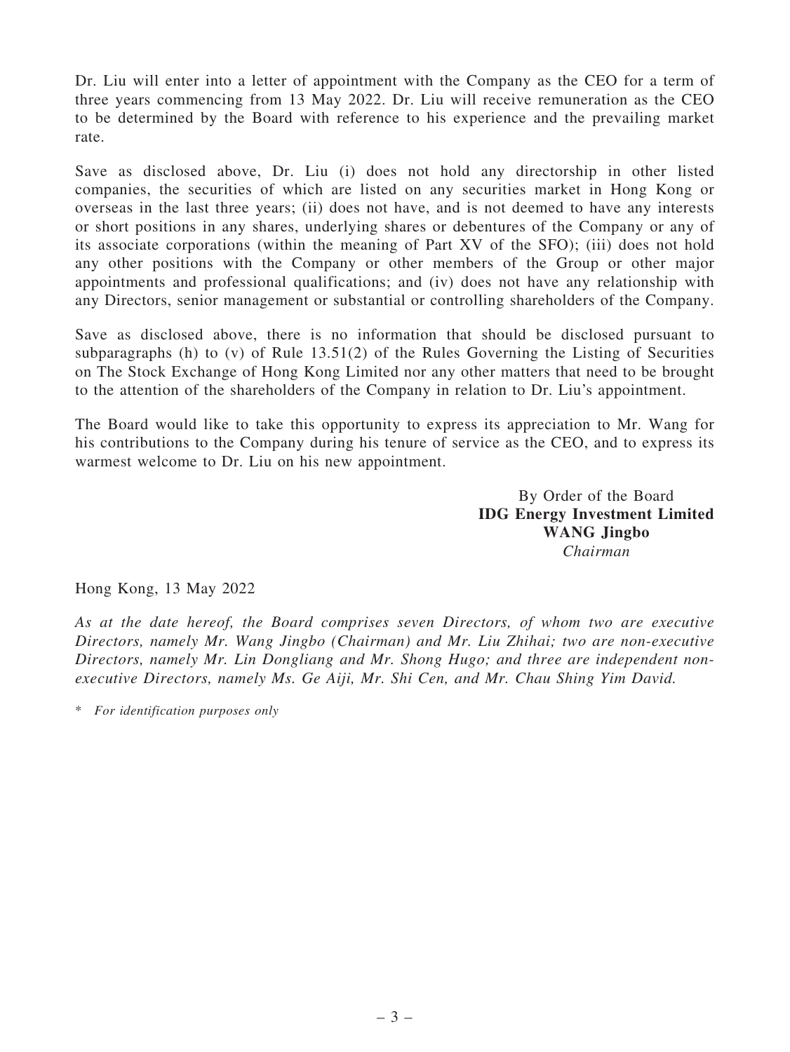Dr. Liu will enter into a letter of appointment with the Company as the CEO for a term of three years commencing from 13 May 2022. Dr. Liu will receive remuneration as the CEO to be determined by the Board with reference to his experience and the prevailing market rate.

Save as disclosed above, Dr. Liu (i) does not hold any directorship in other listed companies, the securities of which are listed on any securities market in Hong Kong or overseas in the last three years; (ii) does not have, and is not deemed to have any interests or short positions in any shares, underlying shares or debentures of the Company or any of its associate corporations (within the meaning of Part XV of the SFO); (iii) does not hold any other positions with the Company or other members of the Group or other major appointments and professional qualifications; and (iv) does not have any relationship with any Directors, senior management or substantial or controlling shareholders of the Company.

Save as disclosed above, there is no information that should be disclosed pursuant to subparagraphs (h) to (v) of Rule 13.51(2) of the Rules Governing the Listing of Securities on The Stock Exchange of Hong Kong Limited nor any other matters that need to be brought to the attention of the shareholders of the Company in relation to Dr. Liu's appointment.

The Board would like to take this opportunity to express its appreciation to Mr. Wang for his contributions to the Company during his tenure of service as the CEO, and to express its warmest welcome to Dr. Liu on his new appointment.

By Order of the Board
**IDG Energy Investment Limited**
**WANG Jingbo**
*Chairman*

Hong Kong, 13 May 2022

*As at the date hereof, the Board comprises seven Directors, of whom two are executive Directors, namely Mr. Wang Jingbo (Chairman) and Mr. Liu Zhihai; two are non-executive Directors, namely Mr. Lin Dongliang and Mr. Shong Hugo; and three are independent non-executive Directors, namely Ms. Ge Aiji, Mr. Shi Cen, and Mr. Chau Shing Yim David.*

\* *For identification purposes only*